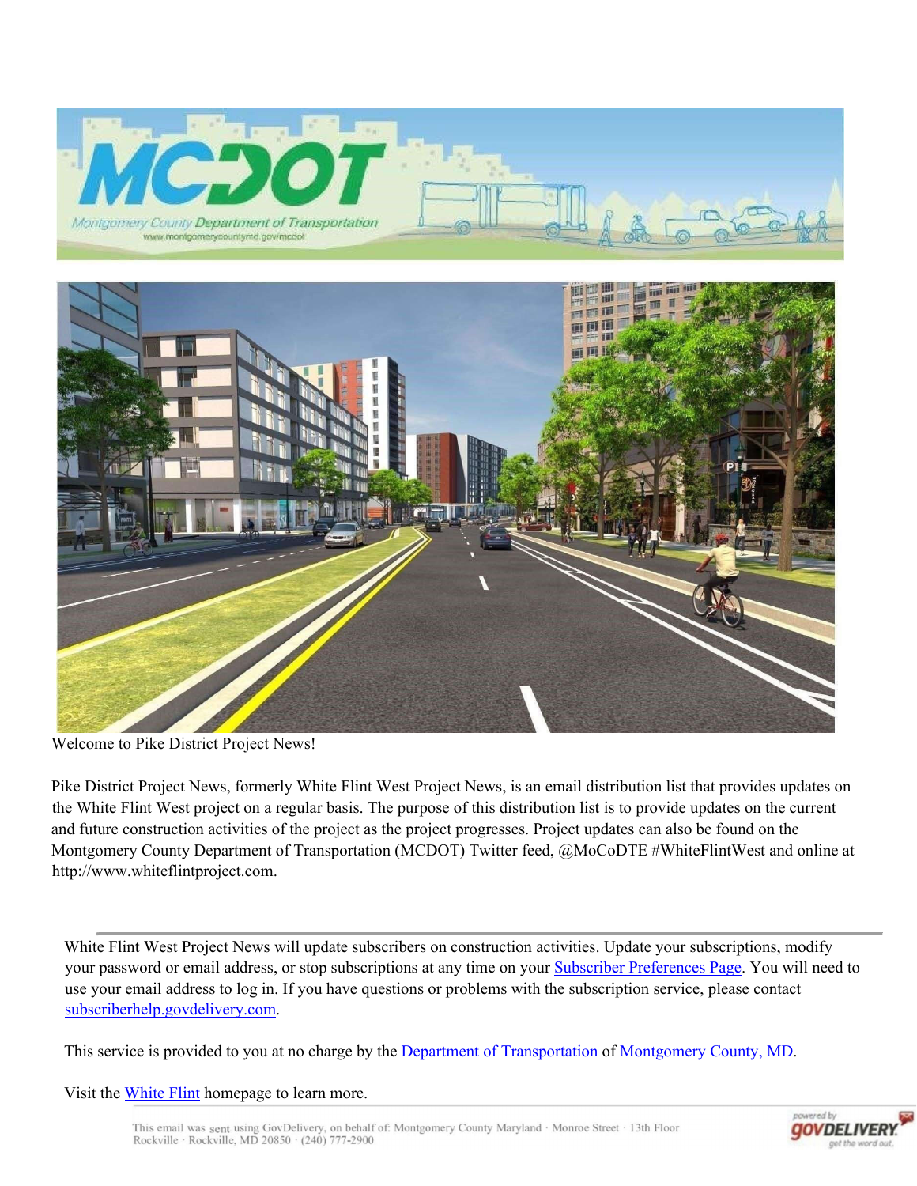Welcome to Pike District Project News!

Pike District Project News, formerly White Flint West Project News, is an email distribution list that provides updates on the White Flint West project on a regular basis. The purpose of this distribution list is to provide updates on the current and future construction activities of the project as the project progresses. Project updates can also be found on the Montgomery County Department of Transportation (MCDOT) Twitter feed, @MoCoDTE #WhiteFlintWest and online at http://www.whiteflintproject.com.

---

White Flint West Project News will update subscribers on construction activities. Update your subscriptions, modify your password or email address, or stop subscriptions at any time on your Subscriber Preferences Page. You will need to use your email address to log in. If you have questions or problems with the subscription service, please contact subscriberhelp.govdelivery.com.

This service is provided to you at no charge by the Department of Transportation of Montgomery County, MD.

Visit the White Flint homepage to learn more.

---

This email was sent using GovDelivery, on behalf of: Montgomery County Maryland · Monroe Street · 13th Floor Rockville · Rockville, MD 20850 · (240) 777-2900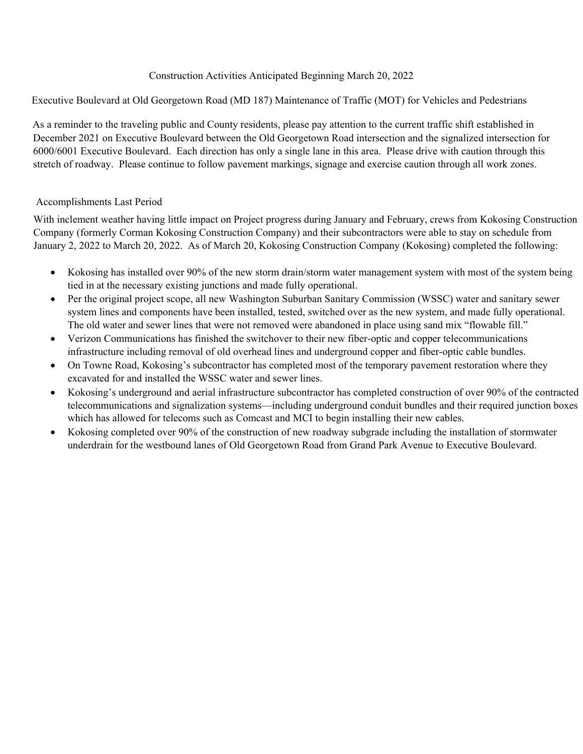## Construction Activities Anticipated Beginning March 20, 2022

### Executive Boulevard at Old Georgetown Road (MD 187) Maintenance of Traffic (MOT) for Vehicles and Pedestrians

As a reminder to the traveling public and County residents, please pay attention to the current traffic shift established in December 2021 on Executive Boulevard between the Old Georgetown Road intersection and the signalized intersection for 6000/6001 Executive Boulevard. Each direction has only a single lane in this area. Please drive with caution through this stretch of roadway. Please continue to follow pavement markings, signage and exercise caution through all work zones.

### Accomplishments Last Period

With inclement weather having little impact on Project progress during January and February, crews from Kokosing Construction Company (formerly Corman Kokosing Construction Company) and their subcontractors were able to stay on schedule from January 2, 2022 to March 20, 2022. As of March 20, Kokosing Construction Company (Kokosing) completed the following:

- Kokosing has installed over 90% of the new storm drain/storm water management system with most of the system being tied in at the necessary existing junctions and made fully operational.
- Per the original project scope, all new Washington Suburban Sanitary Commission (WSSC) water and sanitary sewer system lines and components have been installed, tested, switched over as the new system, and made fully operational. The old water and sewer lines that were not removed were abandoned in place using sand mix "flowable fill."
- Verizon Communications has finished the switchover to their new fiber-optic and copper telecommunications infrastructure including removal of old overhead lines and underground copper and fiber-optic cable bundles.
- On Towne Road, Kokosing's subcontractor has completed most of the temporary pavement restoration where they excavated for and installed the WSSC water and sewer lines.
- Kokosing's underground and aerial infrastructure subcontractor has completed construction of over 90% of the contracted telecommunications and signalization systems—including underground conduit bundles and their required junction boxes which has allowed for telecoms such as Comcast and MCI to begin installing their new cables.
- Kokosing completed over 90% of the construction of new roadway subgrade including the installation of stormwater underdrain for the westbound lanes of Old Georgetown Road from Grand Park Avenue to Executive Boulevard.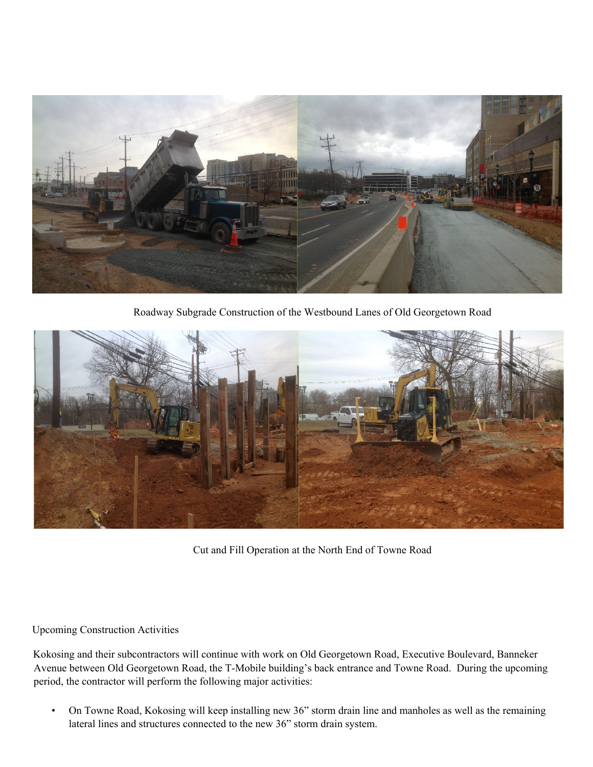Roadway Subgrade Construction of the Westbound Lanes of Old Georgetown Road

Cut and Fill Operation at the North End of Towne Road

Upcoming Construction Activities

Kokosing and their subcontractors will continue with work on Old Georgetown Road, Executive Boulevard, Banneker Avenue between Old Georgetown Road, the T-Mobile building's back entrance and Towne Road. During the upcoming period, the contractor will perform the following major activities:

- On Towne Road, Kokosing will keep installing new 36" storm drain line and manholes as well as the remaining lateral lines and structures connected to the new 36" storm drain system.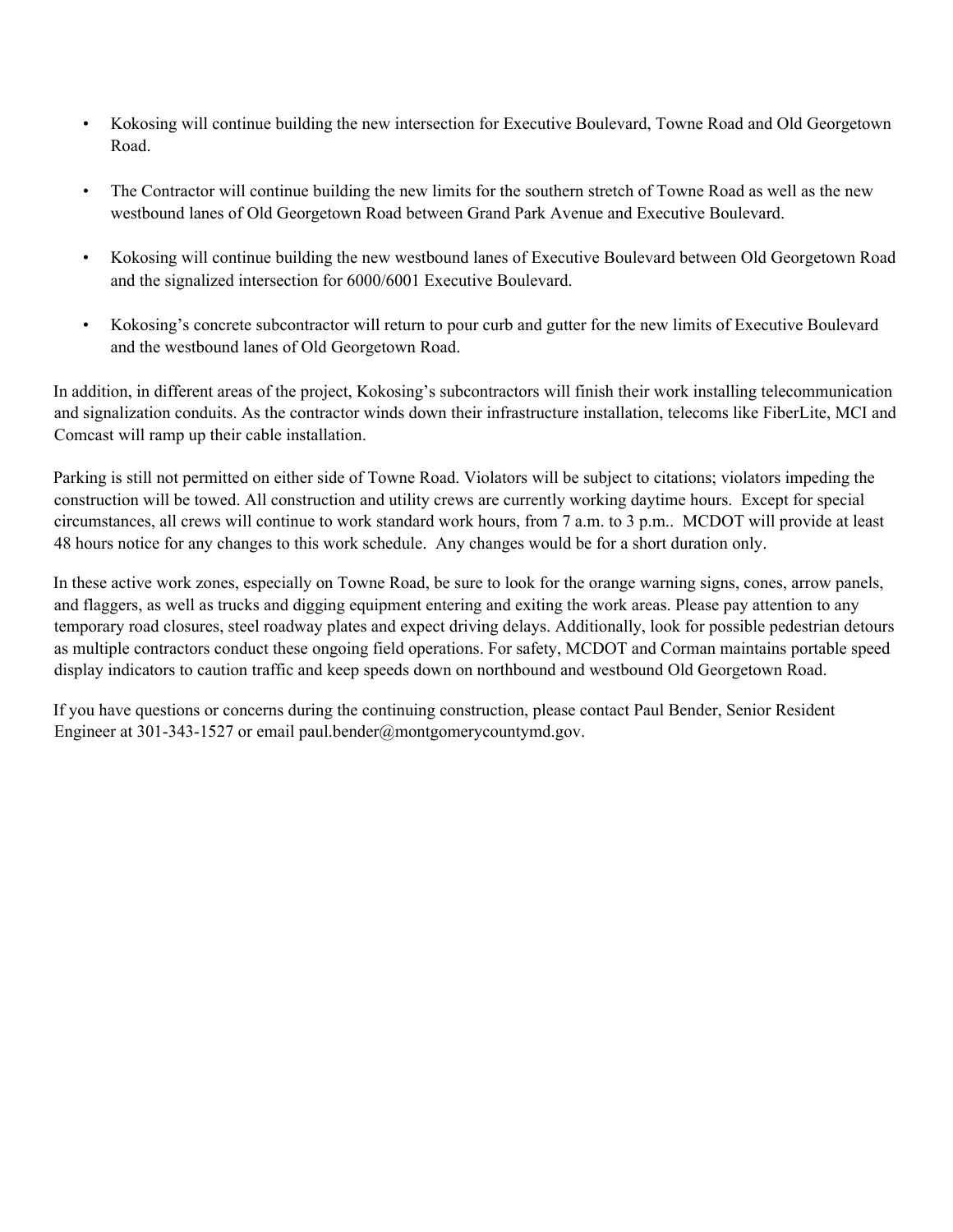- Kokosing will continue building the new intersection for Executive Boulevard, Towne Road and Old Georgetown Road.

- The Contractor will continue building the new limits for the southern stretch of Towne Road as well as the new westbound lanes of Old Georgetown Road between Grand Park Avenue and Executive Boulevard.

- Kokosing will continue building the new westbound lanes of Executive Boulevard between Old Georgetown Road and the signalized intersection for 6000/6001 Executive Boulevard.

- Kokosing's concrete subcontractor will return to pour curb and gutter for the new limits of Executive Boulevard and the westbound lanes of Old Georgetown Road.

In addition, in different areas of the project, Kokosing's subcontractors will finish their work installing telecommunication and signalization conduits. As the contractor winds down their infrastructure installation, telecoms like FiberLite, MCI and Comcast will ramp up their cable installation.

Parking is still not permitted on either side of Towne Road. Violators will be subject to citations; violators impeding the construction will be towed. All construction and utility crews are currently working daytime hours. Except for special circumstances, all crews will continue to work standard work hours, from 7 a.m. to 3 p.m.. MCDOT will provide at least 48 hours notice for any changes to this work schedule. Any changes would be for a short duration only.

In these active work zones, especially on Towne Road, be sure to look for the orange warning signs, cones, arrow panels, and flaggers, as well as trucks and digging equipment entering and exiting the work areas. Please pay attention to any temporary road closures, steel roadway plates and expect driving delays. Additionally, look for possible pedestrian detours as multiple contractors conduct these ongoing field operations. For safety, MCDOT and Corman maintains portable speed display indicators to caution traffic and keep speeds down on northbound and westbound Old Georgetown Road.

If you have questions or concerns during the continuing construction, please contact Paul Bender, Senior Resident Engineer at 301-343-1527 or email paul.bender@montgomerycountymd.gov.